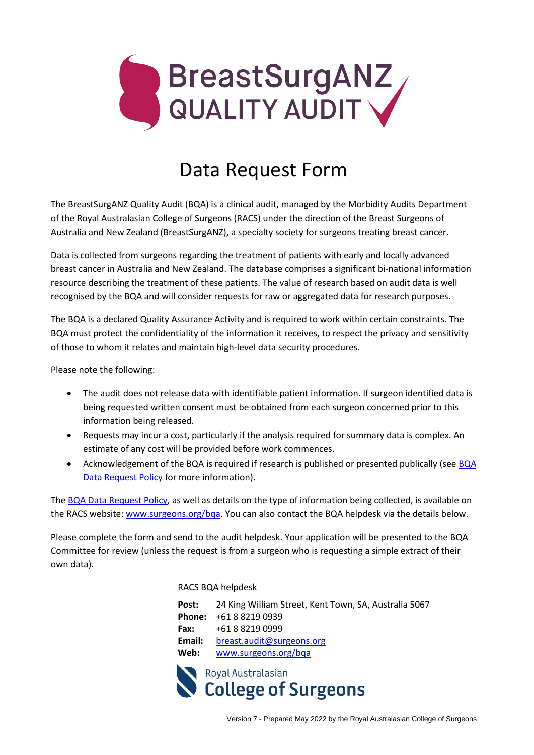BreastSurgANZ
QUALITY AUDIT

# Data Request Form

The BreastSurgANZ Quality Audit (BQA) is a clinical audit, managed by the Morbidity Audits Department of the Royal Australasian College of Surgeons (RACS) under the direction of the Breast Surgeons of Australia and New Zealand (BreastSurgANZ), a specialty society for surgeons treating breast cancer.

Data is collected from surgeons regarding the treatment of patients with early and locally advanced breast cancer in Australia and New Zealand. The database comprises a significant bi-national information resource describing the treatment of these patients. The value of research based on audit data is well recognised by the BQA and will consider requests for raw or aggregated data for research purposes.

The BQA is a declared Quality Assurance Activity and is required to work within certain constraints. The BQA must protect the confidentiality of the information it receives, to respect the privacy and sensitivity of those to whom it relates and maintain high-level data security procedures.

Please note the following:

- The audit does not release data with identifiable patient information. If surgeon identified data is being requested written consent must be obtained from each surgeon concerned prior to this information being released.
- Requests may incur a cost, particularly if the analysis required for summary data is complex. An estimate of any cost will be provided before work commences.
- Acknowledgement of the BQA is required if research is published or presented publically (see BQA Data Request Policy for more information).

The BQA Data Request Policy, as well as details on the type of information being collected, is available on the RACS website: www.surgeons.org/bqa. You can also contact the BQA helpdesk via the details below.

Please complete the form and send to the audit helpdesk. Your application will be presented to the BQA Committee for review (unless the request is from a surgeon who is requesting a simple extract of their own data).

RACS BQA helpdesk

**Post:** 24 King William Street, Kent Town, SA, Australia 5067
**Phone:** +61 8 8219 0939
**Fax:** +61 8 8219 0999
**Email:** breast.audit@surgeons.org
**Web:** www.surgeons.org/bqa

Royal Australasian
College of Surgeons

Version 7 - Prepared May 2022 by the Royal Australasian College of Surgeons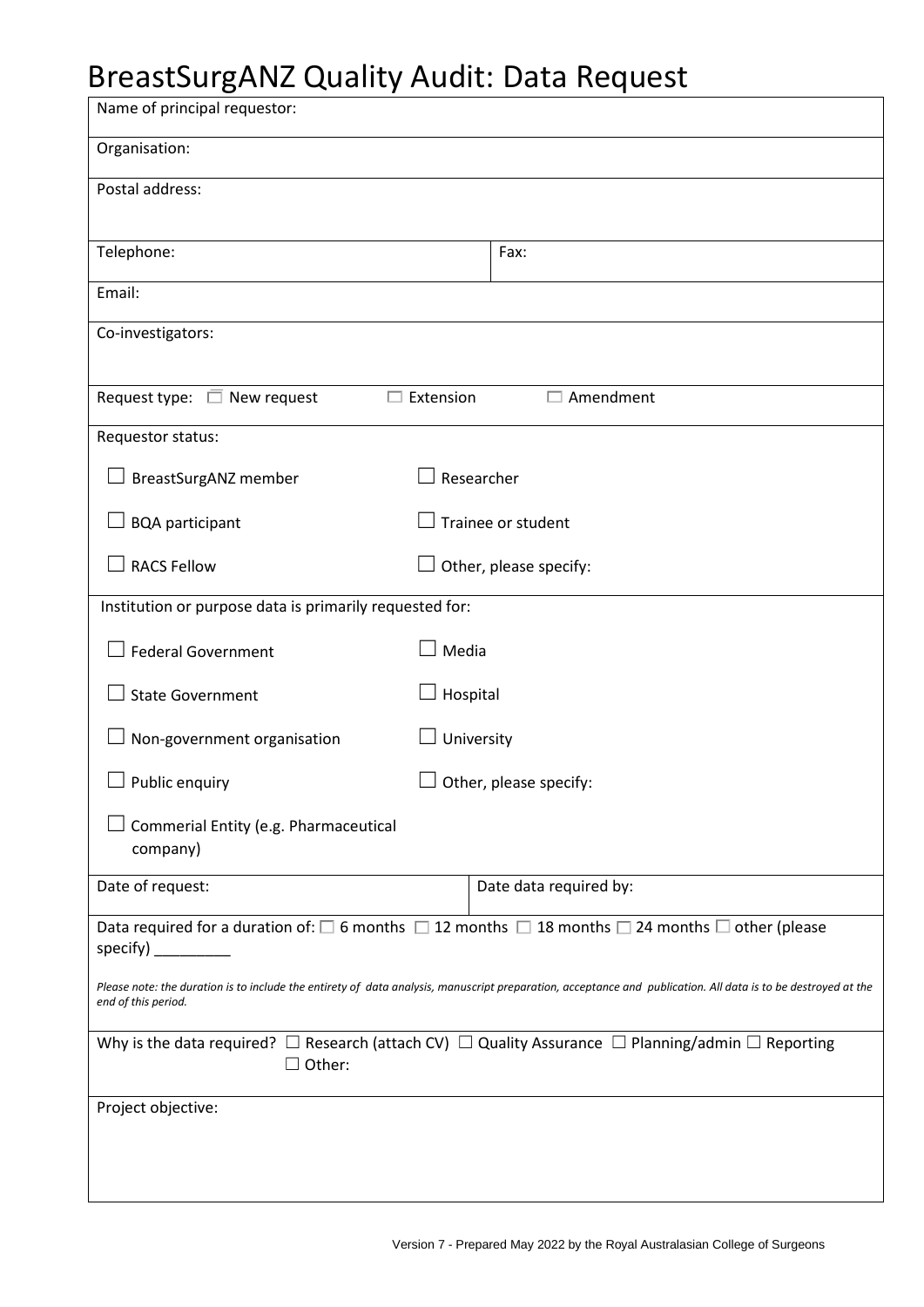# BreastSurgANZ Quality Audit: Data Request

| | |
|---|---|
| Name of principal requestor: | |
| Organisation: | |
| Postal address: | |
| Telephone: | Fax: |
| Email: | |
| Co-investigators: | |
| Request type: ☐ New request ☐ Extension ☐ Amendment | |
| Requestor status: | |
| ☐ BreastSurgANZ member | ☐ Researcher |
| ☐ BQA participant | ☐ Trainee or student |
| ☐ RACS Fellow | ☐ Other, please specify: |
| Institution or purpose data is primarily requested for: | |
| ☐ Federal Government | ☐ Media |
| ☐ State Government | ☐ Hospital |
| ☐ Non-government organisation | ☐ University |
| ☐ Public enquiry | ☐ Other, please specify: |
| ☐ Commerial Entity (e.g. Pharmaceutical company) | |
| Date of request: | Date data required by: |
| Data required for a duration of: ☐ 6 months ☐ 12 months ☐ 18 months ☐ 24 months ☐ other (please specify) _________<br>*Please note: the duration is to include the entirety of data analysis, manuscript preparation, acceptance and publication. All data is to be destroyed at the end of this period.* | |
| Why is the data required? ☐ Research (attach CV) ☐ Quality Assurance ☐ Planning/admin ☐ Reporting ☐ Other: | |
| Project objective: | |

Version 7 - Prepared May 2022 by the Royal Australasian College of Surgeons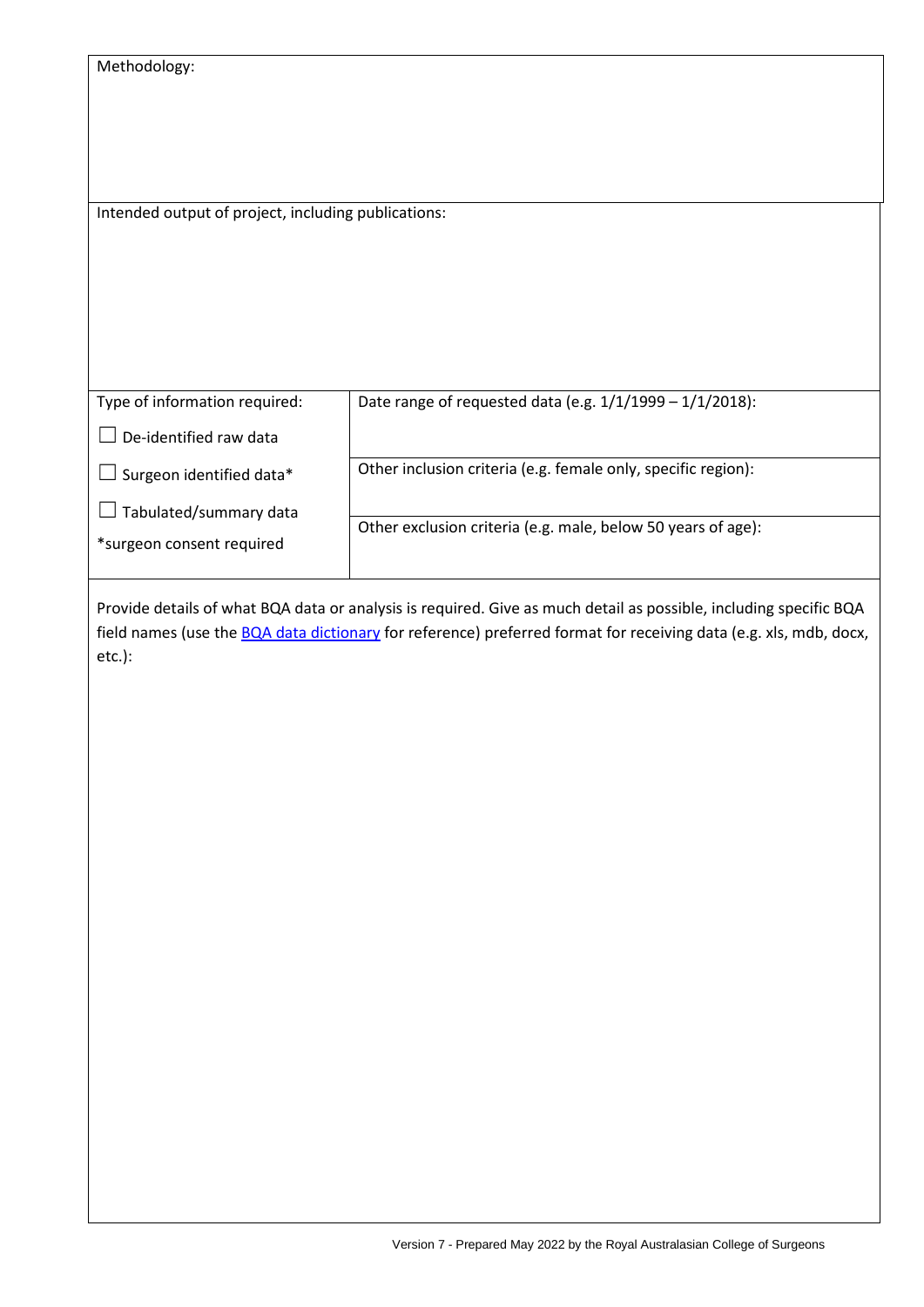Methodology:

Intended output of project, including publications:

| Type of information required: | Date range of requested data (e.g. 1/1/1999 – 1/1/2018): |
|---|---|
| ☐ De-identified raw data<br>☐ Surgeon identified data*<br>☐ Tabulated/summary data<br>*surgeon consent required | Other inclusion criteria (e.g. female only, specific region):<br><br>Other exclusion criteria (e.g. male, below 50 years of age): |

Provide details of what BQA data or analysis is required. Give as much detail as possible, including specific BQA field names (use the BQA data dictionary for reference) preferred format for receiving data (e.g. xls, mdb, docx, etc.):

Version 7 - Prepared May 2022 by the Royal Australasian College of Surgeons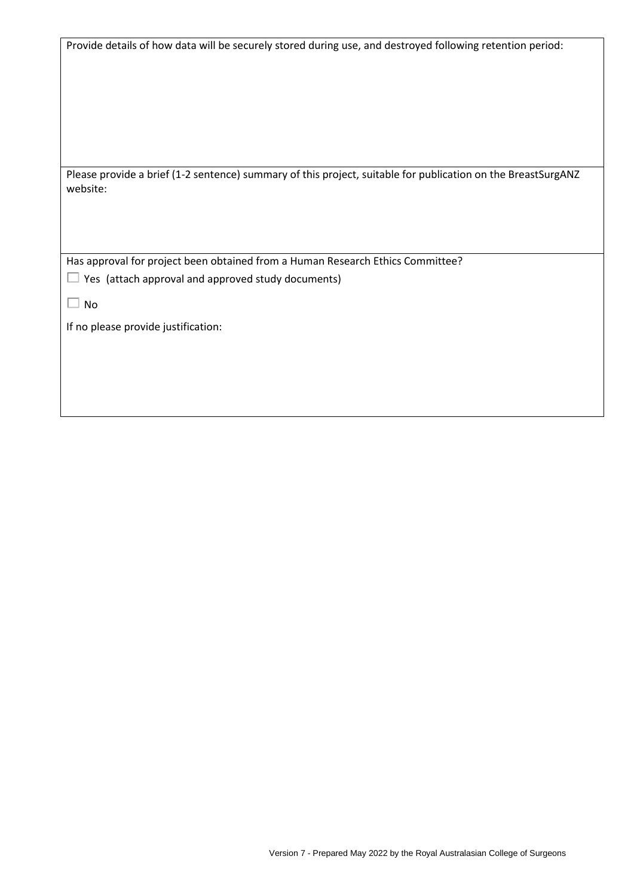Provide details of how data will be securely stored during use, and destroyed following retention period:

Please provide a brief (1-2 sentence) summary of this project, suitable for publication on the BreastSurgANZ website:

Has approval for project been obtained from a Human Research Ethics Committee?

☐ Yes (attach approval and approved study documents)

☐ No

If no please provide justification:

Version 7 - Prepared May 2022 by the Royal Australasian College of Surgeons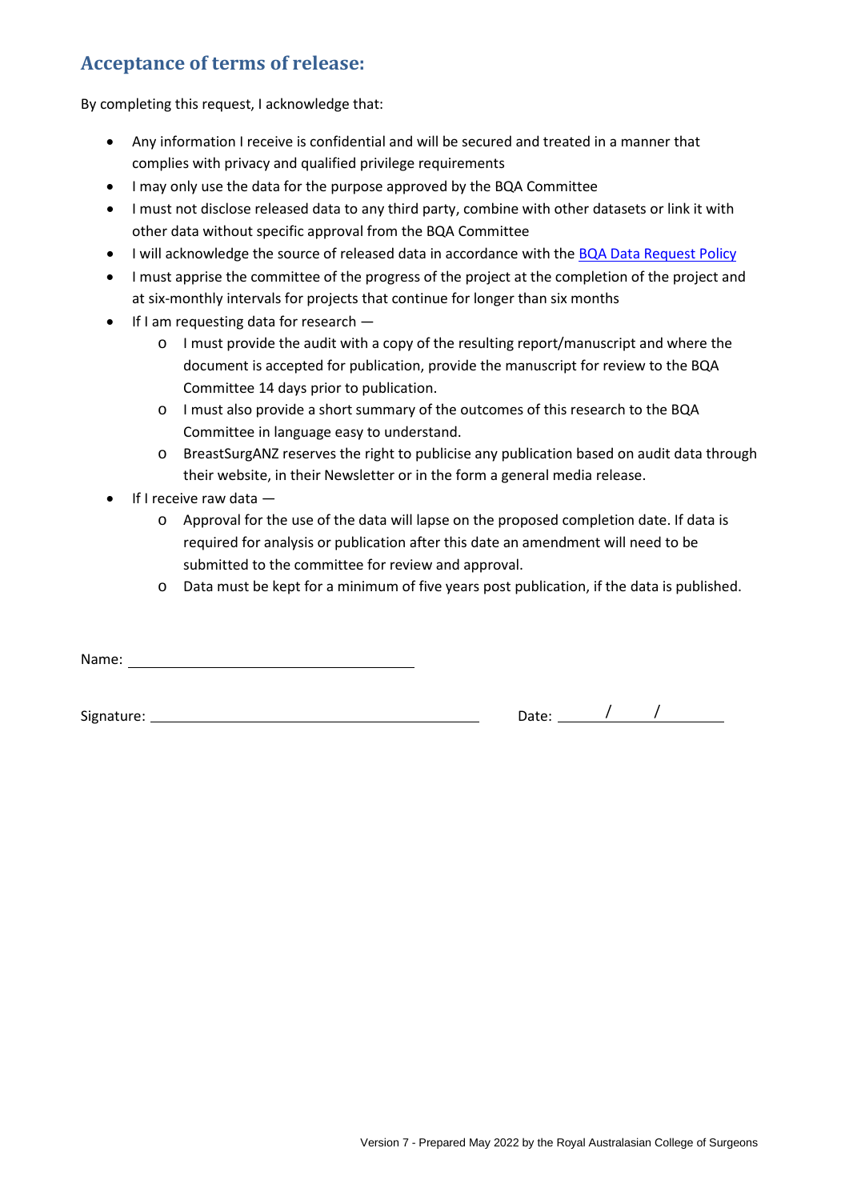## Acceptance of terms of release:

By completing this request, I acknowledge that:

- Any information I receive is confidential and will be secured and treated in a manner that complies with privacy and qualified privilege requirements
- I may only use the data for the purpose approved by the BQA Committee
- I must not disclose released data to any third party, combine with other datasets or link it with other data without specific approval from the BQA Committee
- I will acknowledge the source of released data in accordance with the BQA Data Request Policy
- I must apprise the committee of the progress of the project at the completion of the project and at six-monthly intervals for projects that continue for longer than six months
- If I am requesting data for research —
  - I must provide the audit with a copy of the resulting report/manuscript and where the document is accepted for publication, provide the manuscript for review to the BQA Committee 14 days prior to publication.
  - I must also provide a short summary of the outcomes of this research to the BQA Committee in language easy to understand.
  - BreastSurgANZ reserves the right to publicise any publication based on audit data through their website, in their Newsletter or in the form a general media release.
- If I receive raw data —
  - Approval for the use of the data will lapse on the proposed completion date. If data is required for analysis or publication after this date an amendment will need to be submitted to the committee for review and approval.
  - Data must be kept for a minimum of five years post publication, if the data is published.

Name: ______________________________

Signature: ______________________________ Date: _____/_____/_____

Version 7 - Prepared May 2022 by the Royal Australasian College of Surgeons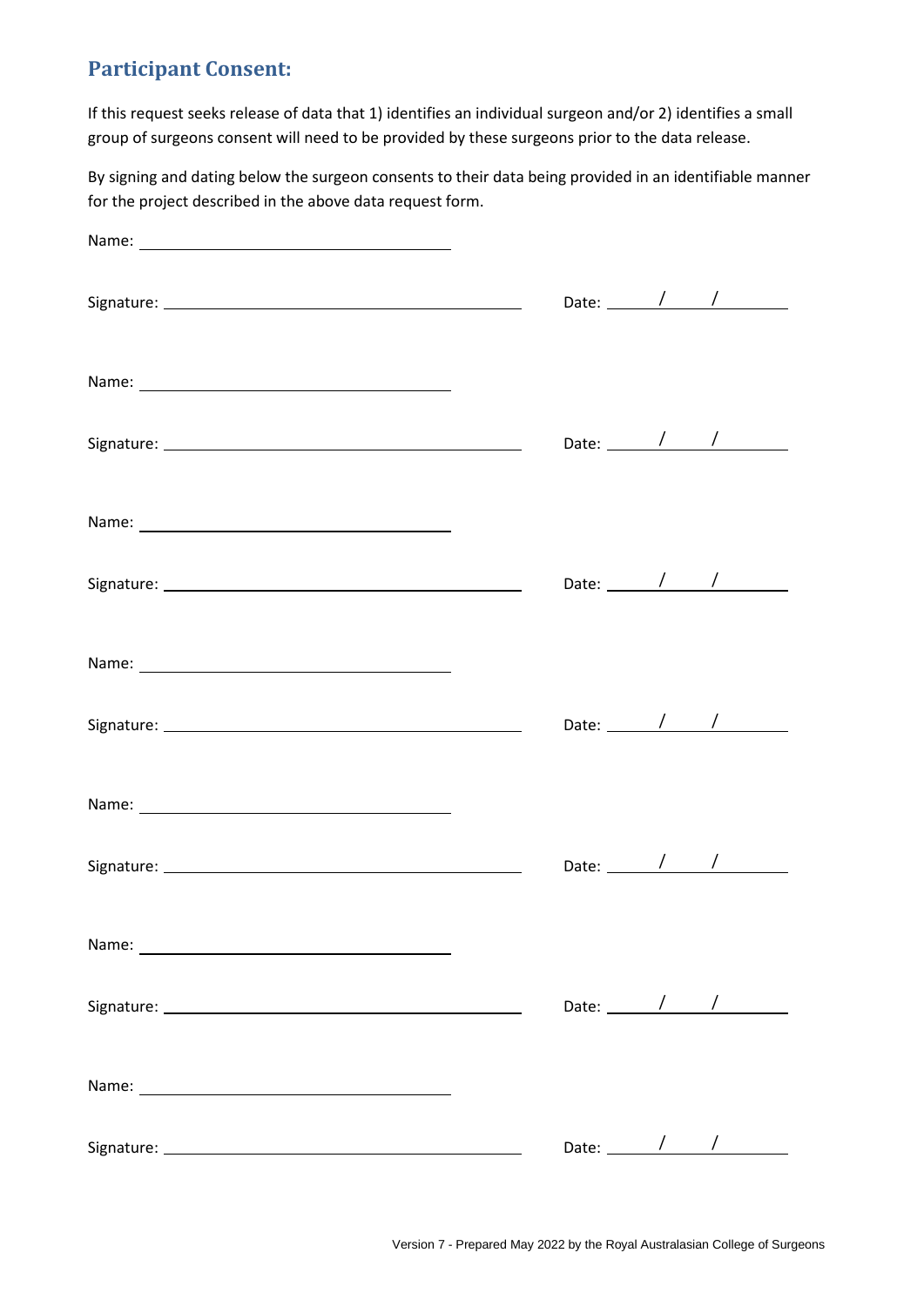## Participant Consent:

If this request seeks release of data that 1) identifies an individual surgeon and/or 2) identifies a small group of surgeons consent will need to be provided by these surgeons prior to the data release.

By signing and dating below the surgeon consents to their data being provided in an identifiable manner for the project described in the above data request form.

Name: ______________________________

Signature: ______________________________ Date: ____/____/______

Name: ______________________________

Signature: ______________________________ Date: ____/____/______

Name: ______________________________

Signature: ______________________________ Date: ____/____/______

Name: ______________________________

Signature: ______________________________ Date: ____/____/______

Name: ______________________________

Signature: ______________________________ Date: ____/____/______

Name: ______________________________

Signature: ______________________________ Date: ____/____/______

Name: ______________________________

Signature: ______________________________ Date: ____/____/______

Version 7 - Prepared May 2022 by the Royal Australasian College of Surgeons